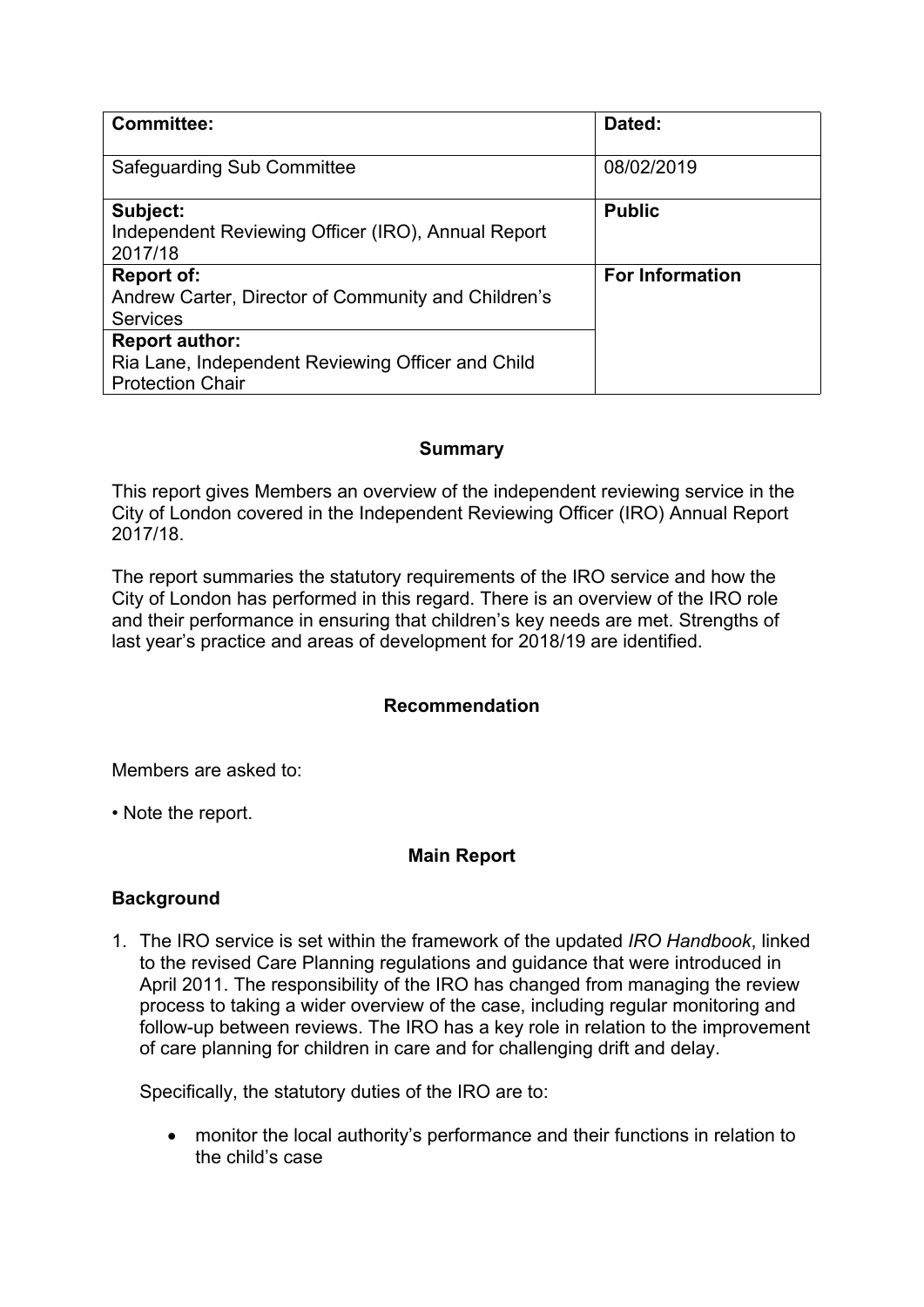| **Committee:** | **Dated:** |
| --- | --- |
| Safeguarding Sub Committee | 08/02/2019 |
| **Subject:** Independent Reviewing Officer (IRO), Annual Report 2017/18 | **Public** |
| **Report of:** Andrew Carter, Director of Community and Children's Services | **For Information** |
| **Report author:** Ria Lane, Independent Reviewing Officer and Child Protection Chair | |

## Summary

This report gives Members an overview of the independent reviewing service in the City of London covered in the Independent Reviewing Officer (IRO) Annual Report 2017/18.

The report summaries the statutory requirements of the IRO service and how the City of London has performed in this regard. There is an overview of the IRO role and their performance in ensuring that children's key needs are met. Strengths of last year's practice and areas of development for 2018/19 are identified.

## Recommendation

Members are asked to:

• Note the report.

## Main Report

### Background

1. The IRO service is set within the framework of the updated *IRO Handbook*, linked to the revised Care Planning regulations and guidance that were introduced in April 2011. The responsibility of the IRO has changed from managing the review process to taking a wider overview of the case, including regular monitoring and follow-up between reviews. The IRO has a key role in relation to the improvement of care planning for children in care and for challenging drift and delay.

   Specifically, the statutory duties of the IRO are to:

   - monitor the local authority's performance and their functions in relation to the child's case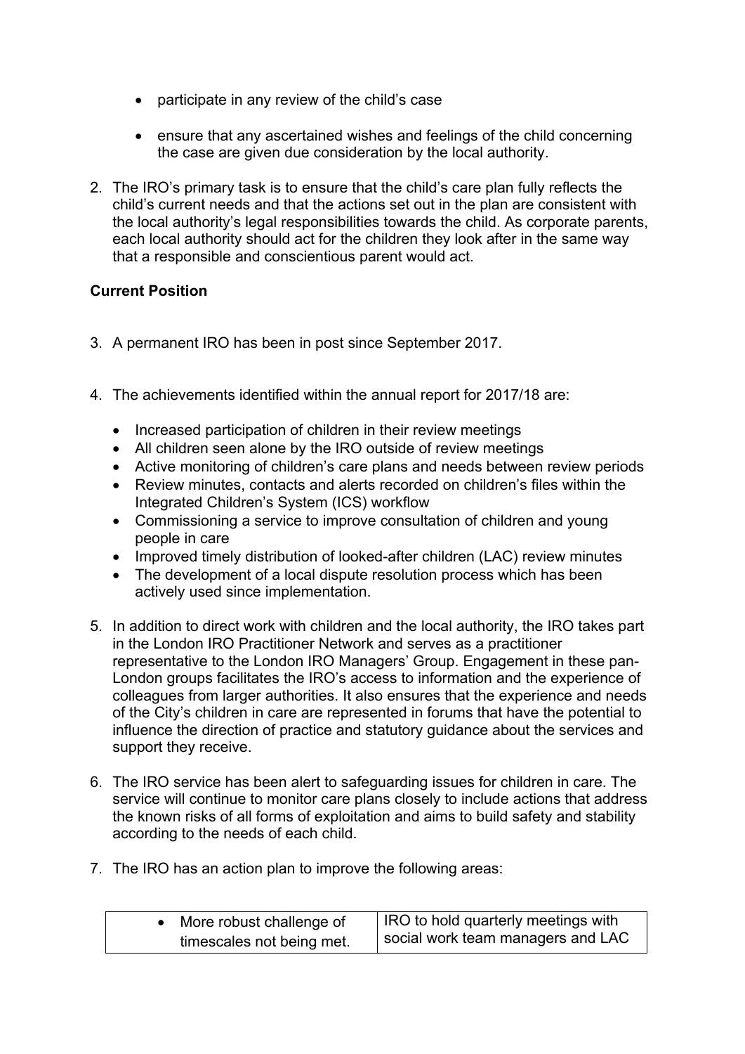- participate in any review of the child's case

- ensure that any ascertained wishes and feelings of the child concerning the case are given due consideration by the local authority.

2. The IRO's primary task is to ensure that the child's care plan fully reflects the child's current needs and that the actions set out in the plan are consistent with the local authority's legal responsibilities towards the child. As corporate parents, each local authority should act for the children they look after in the same way that a responsible and conscientious parent would act.

**Current Position**

3. A permanent IRO has been in post since September 2017.

4. The achievements identified within the annual report for 2017/18 are:

   - Increased participation of children in their review meetings
   - All children seen alone by the IRO outside of review meetings
   - Active monitoring of children's care plans and needs between review periods
   - Review minutes, contacts and alerts recorded on children's files within the Integrated Children's System (ICS) workflow
   - Commissioning a service to improve consultation of children and young people in care
   - Improved timely distribution of looked-after children (LAC) review minutes
   - The development of a local dispute resolution process which has been actively used since implementation.

5. In addition to direct work with children and the local authority, the IRO takes part in the London IRO Practitioner Network and serves as a practitioner representative to the London IRO Managers' Group. Engagement in these pan-London groups facilitates the IRO's access to information and the experience of colleagues from larger authorities. It also ensures that the experience and needs of the City's children in care are represented in forums that have the potential to influence the direction of practice and statutory guidance about the services and support they receive.

6. The IRO service has been alert to safeguarding issues for children in care. The service will continue to monitor care plans closely to include actions that address the known risks of all forms of exploitation and aims to build safety and stability according to the needs of each child.

7. The IRO has an action plan to improve the following areas:

| Area | Action |
|---|---|
| • More robust challenge of timescales not being met. | IRO to hold quarterly meetings with social work team managers and LAC |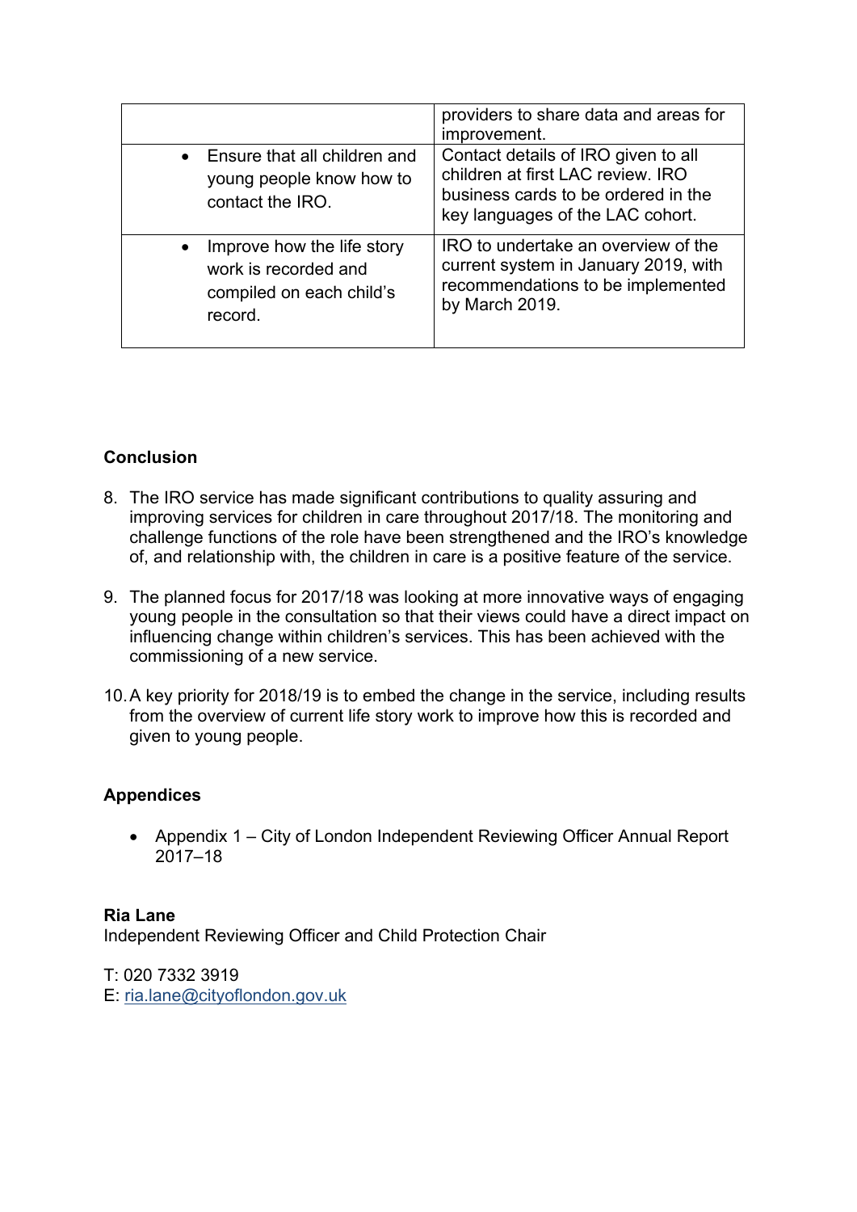| | |
|---|---|
| | providers to share data and areas for improvement. |
| • Ensure that all children and young people know how to contact the IRO. | Contact details of IRO given to all children at first LAC review. IRO business cards to be ordered in the key languages of the LAC cohort. |
| • Improve how the life story work is recorded and compiled on each child's record. | IRO to undertake an overview of the current system in January 2019, with recommendations to be implemented by March 2019. |

**Conclusion**

8. The IRO service has made significant contributions to quality assuring and improving services for children in care throughout 2017/18. The monitoring and challenge functions of the role have been strengthened and the IRO's knowledge of, and relationship with, the children in care is a positive feature of the service.

9. The planned focus for 2017/18 was looking at more innovative ways of engaging young people in the consultation so that their views could have a direct impact on influencing change within children's services. This has been achieved with the commissioning of a new service.

10. A key priority for 2018/19 is to embed the change in the service, including results from the overview of current life story work to improve how this is recorded and given to young people.

**Appendices**

- Appendix 1 – City of London Independent Reviewing Officer Annual Report 2017–18

**Ria Lane**
Independent Reviewing Officer and Child Protection Chair

T: 020 7332 3919
E: ria.lane@cityoflondon.gov.uk